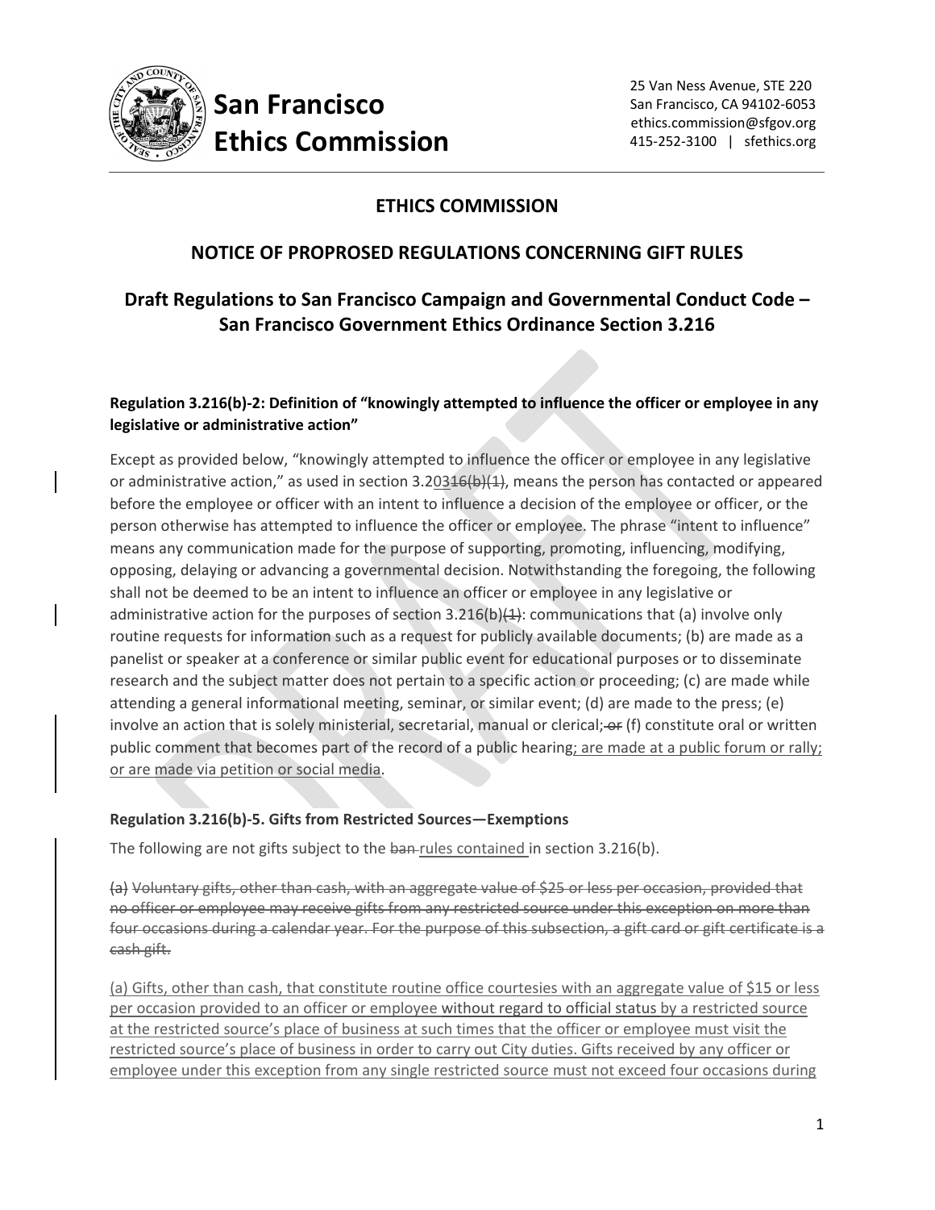**San Francisco Ethics Commission**

25 Van Ness Avenue, STE 220
San Francisco, CA 94102-6053
ethics.commission@sfgov.org
415-252-3100 | sfethics.org

## ETHICS COMMISSION

## NOTICE OF PROPROSED REGULATIONS CONCERNING GIFT RULES

## Draft Regulations to San Francisco Campaign and Governmental Conduct Code – San Francisco Government Ethics Ordinance Section 3.216

### Regulation 3.216(b)-2: Definition of "knowingly attempted to influence the officer or employee in any legislative or administrative action"

Except as provided below, "knowingly attempted to influence the officer or employee in any legislative or administrative action," as used in section 3.203~~16(b)(1)~~, means the person has contacted or appeared before the employee or officer with an intent to influence a decision of the employee or officer, or the person otherwise has attempted to influence the officer or employee. The phrase "intent to influence" means any communication made for the purpose of supporting, promoting, influencing, modifying, opposing, delaying or advancing a governmental decision. Notwithstanding the foregoing, the following shall not be deemed to be an intent to influence an officer or employee in any legislative or administrative action for the purposes of section 3.216(b)~~(1)~~: communications that (a) involve only routine requests for information such as a request for publicly available documents; (b) are made as a panelist or speaker at a conference or similar public event for educational purposes or to disseminate research and the subject matter does not pertain to a specific action or proceeding; (c) are made while attending a general informational meeting, seminar, or similar event; (d) are made to the press; (e) involve an action that is solely ministerial, secretarial, manual or clerical; ~~or~~ (f) constitute oral or written public comment that becomes part of the record of a public hearing<u>; are made at a public forum or rally; or are made via petition or social media</u>.

### Regulation 3.216(b)-5. Gifts from Restricted Sources—Exemptions

The following are not gifts subject to the ~~ban~~ <u>rules contained</u> in section 3.216(b).

~~(a) Voluntary gifts, other than cash, with an aggregate value of $25 or less per occasion, provided that no officer or employee may receive gifts from any restricted source under this exception on more than four occasions during a calendar year. For the purpose of this subsection, a gift card or gift certificate is a cash gift.~~

<u>(a) Gifts, other than cash, that constitute routine office courtesies with an aggregate value of $15 or less per occasion provided to an officer or employee</u> without regard to official status <u>by a restricted source at the restricted source's place of business at such times that the officer or employee must visit the restricted source's place of business in order to carry out City duties. Gifts received by any officer or employee under this exception from any single restricted source must not exceed four occasions during</u>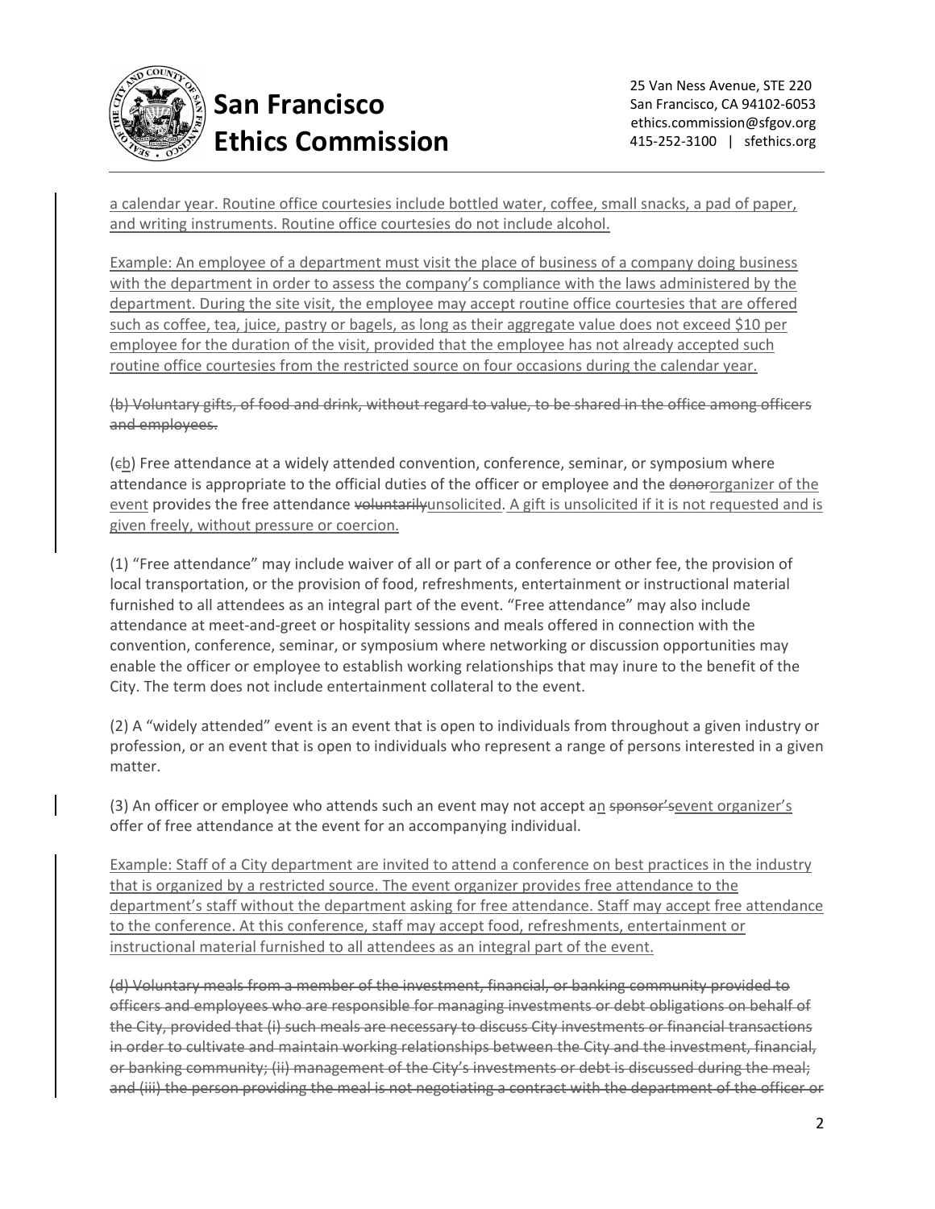<ins>a calendar year. Routine office courtesies include bottled water, coffee, small snacks, a pad of paper, and writing instruments. Routine office courtesies do not include alcohol.</ins>

<ins>Example: An employee of a department must visit the place of business of a company doing business with the department in order to assess the company's compliance with the laws administered by the department. During the site visit, the employee may accept routine office courtesies that are offered such as coffee, tea, juice, pastry or bagels, as long as their aggregate value does not exceed $10 per employee for the duration of the visit, provided that the employee has not already accepted such routine office courtesies from the restricted source on four occasions during the calendar year.</ins>

~~(b) Voluntary gifts, of food and drink, without regard to value, to be shared in the office among officers and employees.~~

(~~c~~<ins>b</ins>) Free attendance at a widely attended convention, conference, seminar, or symposium where attendance is appropriate to the official duties of the officer or employee and the ~~donor~~<ins>organizer of the event</ins> provides the free attendance ~~voluntarily~~<ins>unsolicited</ins>. <ins>A gift is unsolicited if it is not requested and is given freely, without pressure or coercion.</ins>

(1) "Free attendance" may include waiver of all or part of a conference or other fee, the provision of local transportation, or the provision of food, refreshments, entertainment or instructional material furnished to all attendees as an integral part of the event. "Free attendance" may also include attendance at meet-and-greet or hospitality sessions and meals offered in connection with the convention, conference, seminar, or symposium where networking or discussion opportunities may enable the officer or employee to establish working relationships that may inure to the benefit of the City. The term does not include entertainment collateral to the event.

(2) A "widely attended" event is an event that is open to individuals from throughout a given industry or profession, or an event that is open to individuals who represent a range of persons interested in a given matter.

(3) An officer or employee who attends such an event may not accept a<ins>n</ins> ~~sponsor's~~<ins>event organizer's</ins> offer of free attendance at the event for an accompanying individual.

<ins>Example: Staff of a City department are invited to attend a conference on best practices in the industry that is organized by a restricted source. The event organizer provides free attendance to the department's staff without the department asking for free attendance. Staff may accept free attendance to the conference. At this conference, staff may accept food, refreshments, entertainment or instructional material furnished to all attendees as an integral part of the event.</ins>

~~(d) Voluntary meals from a member of the investment, financial, or banking community provided to officers and employees who are responsible for managing investments or debt obligations on behalf of the City, provided that (i) such meals are necessary to discuss City investments or financial transactions in order to cultivate and maintain working relationships between the City and the investment, financial, or banking community; (ii) management of the City's investments or debt is discussed during the meal; and (iii) the person providing the meal is not negotiating a contract with the department of the officer or~~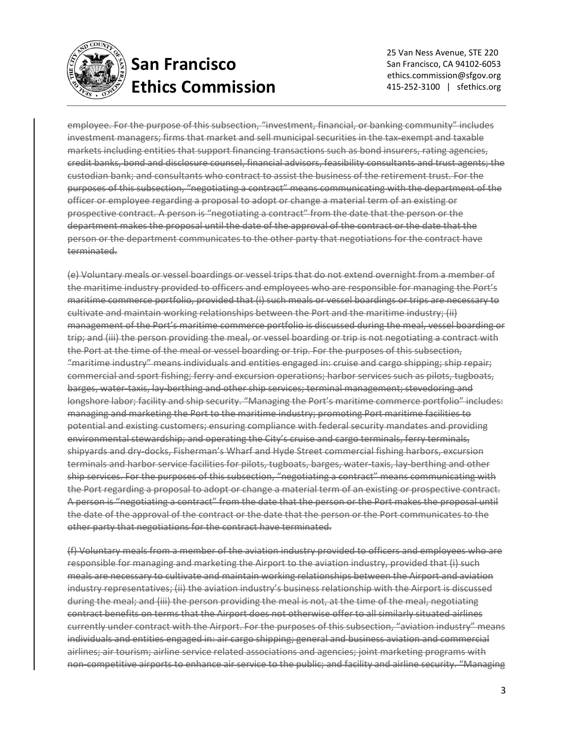~~employee. For the purpose of this subsection, "investment, financial, or banking community" includes investment managers; firms that market and sell municipal securities in the tax-exempt and taxable markets including entities that support financing transactions such as bond insurers, rating agencies, credit banks, bond and disclosure counsel, financial advisors, feasibility consultants and trust agents; the custodian bank; and consultants who contract to assist the business of the retirement trust. For the purposes of this subsection, "negotiating a contract" means communicating with the department of the officer or employee regarding a proposal to adopt or change a material term of an existing or prospective contract. A person is "negotiating a contract" from the date that the person or the department makes the proposal until the date of the approval of the contract or the date that the person or the department communicates to the other party that negotiations for the contract have terminated.~~

~~(e) Voluntary meals or vessel boardings or vessel trips that do not extend overnight from a member of the maritime industry provided to officers and employees who are responsible for managing the Port's maritime commerce portfolio, provided that (i) such meals or vessel boardings or trips are necessary to cultivate and maintain working relationships between the Port and the maritime industry; (ii) management of the Port's maritime commerce portfolio is discussed during the meal, vessel boarding or trip; and (iii) the person providing the meal, or vessel boarding or trip is not negotiating a contract with the Port at the time of the meal or vessel boarding or trip. For the purposes of this subsection, "maritime industry" means individuals and entities engaged in: cruise and cargo shipping; ship repair; commercial and sport fishing; ferry and excursion operations; harbor services such as pilots, tugboats, barges, water-taxis, lay-berthing and other ship services; terminal management; stevedoring and longshore labor; facility and ship security. "Managing the Port's maritime commerce portfolio" includes: managing and marketing the Port to the maritime industry; promoting Port maritime facilities to potential and existing customers; ensuring compliance with federal security mandates and providing environmental stewardship; and operating the City's cruise and cargo terminals, ferry terminals, shipyards and dry-docks, Fisherman's Wharf and Hyde Street commercial fishing harbors, excursion terminals and harbor service facilities for pilots, tugboats, barges, water-taxis, lay-berthing and other ship services. For the purposes of this subsection, "negotiating a contract" means communicating with the Port regarding a proposal to adopt or change a material term of an existing or prospective contract. A person is "negotiating a contract" from the date that the person or the Port makes the proposal until the date of the approval of the contract or the date that the person or the Port communicates to the other party that negotiations for the contract have terminated.~~

~~(f) Voluntary meals from a member of the aviation industry provided to officers and employees who are responsible for managing and marketing the Airport to the aviation industry, provided that (i) such meals are necessary to cultivate and maintain working relationships between the Airport and aviation industry representatives; (ii) the aviation industry's business relationship with the Airport is discussed during the meal; and (iii) the person providing the meal is not, at the time of the meal, negotiating contract benefits on terms that the Airport does not otherwise offer to all similarly situated airlines currently under contract with the Airport. For the purposes of this subsection, "aviation industry" means individuals and entities engaged in: air cargo shipping; general and business aviation and commercial airlines; air tourism; airline service related associations and agencies; joint marketing programs with non-competitive airports to enhance air service to the public; and facility and airline security. "Managing~~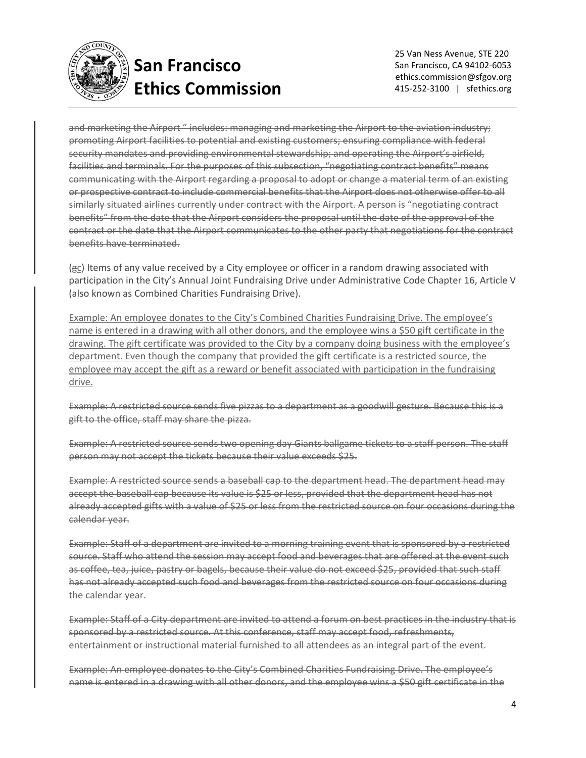~~and marketing the Airport " includes: managing and marketing the Airport to the aviation industry; promoting Airport facilities to potential and existing customers; ensuring compliance with federal security mandates and providing environmental stewardship; and operating the Airport's airfield, facilities and terminals. For the purposes of this subsection, "negotiating contract benefits" means communicating with the Airport regarding a proposal to adopt or change a material term of an existing or prospective contract to include commercial benefits that the Airport does not otherwise offer to all similarly situated airlines currently under contract with the Airport. A person is "negotiating contract benefits" from the date that the Airport considers the proposal until the date of the approval of the contract or the date that the Airport communicates to the other party that negotiations for the contract benefits have terminated.~~

(~~g~~<u>c</u>) Items of any value received by a City employee or officer in a random drawing associated with participation in the City's Annual Joint Fundraising Drive under Administrative Code Chapter 16, Article V (also known as Combined Charities Fundraising Drive).

<u>Example: An employee donates to the City's Combined Charities Fundraising Drive. The employee's name is entered in a drawing with all other donors, and the employee wins a $50 gift certificate in the drawing. The gift certificate was provided to the City by a company doing business with the employee's department. Even though the company that provided the gift certificate is a restricted source, the employee may accept the gift as a reward or benefit associated with participation in the fundraising drive.</u>

~~Example: A restricted source sends five pizzas to a department as a goodwill gesture. Because this is a gift to the office, staff may share the pizza.~~

~~Example: A restricted source sends two opening day Giants ballgame tickets to a staff person. The staff person may not accept the tickets because their value exceeds $25.~~

~~Example: A restricted source sends a baseball cap to the department head. The department head may accept the baseball cap because its value is $25 or less, provided that the department head has not already accepted gifts with a value of $25 or less from the restricted source on four occasions during the calendar year.~~

~~Example: Staff of a department are invited to a morning training event that is sponsored by a restricted source. Staff who attend the session may accept food and beverages that are offered at the event such as coffee, tea, juice, pastry or bagels, because their value do not exceed $25, provided that such staff has not already accepted such food and beverages from the restricted source on four occasions during the calendar year.~~

~~Example: Staff of a City department are invited to attend a forum on best practices in the industry that is sponsored by a restricted source. At this conference, staff may accept food, refreshments, entertainment or instructional material furnished to all attendees as an integral part of the event.~~

~~Example: An employee donates to the City's Combined Charities Fundraising Drive. The employee's name is entered in a drawing with all other donors, and the employee wins a $50 gift certificate in the~~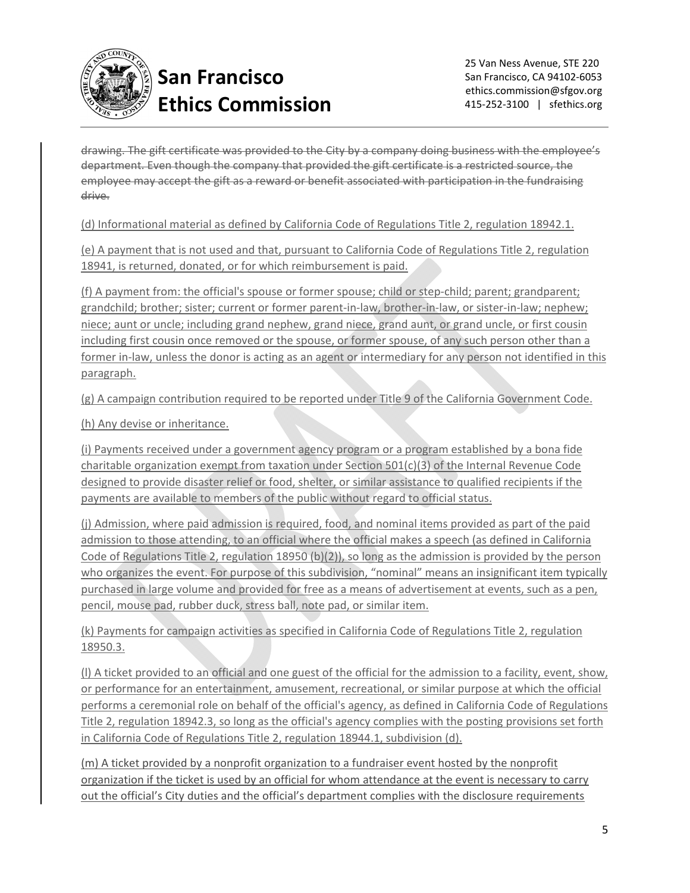~~drawing. The gift certificate was provided to the City by a company doing business with the employee's department. Even though the company that provided the gift certificate is a restricted source, the employee may accept the gift as a reward or benefit associated with participation in the fundraising drive.~~

<u>(d) Informational material as defined by California Code of Regulations Title 2, regulation 18942.1.</u>

<u>(e) A payment that is not used and that, pursuant to California Code of Regulations Title 2, regulation 18941, is returned, donated, or for which reimbursement is paid.</u>

<u>(f) A payment from: the official's spouse or former spouse; child or step-child; parent; grandparent; grandchild; brother; sister; current or former parent-in-law, brother-in-law, or sister-in-law; nephew; niece; aunt or uncle; including grand nephew, grand niece, grand aunt, or grand uncle, or first cousin including first cousin once removed or the spouse, or former spouse, of any such person other than a former in-law, unless the donor is acting as an agent or intermediary for any person not identified in this paragraph.</u>

<u>(g) A campaign contribution required to be reported under Title 9 of the California Government Code.</u>

<u>(h) Any devise or inheritance.</u>

<u>(i) Payments received under a government agency program or a program established by a bona fide charitable organization exempt from taxation under Section 501(c)(3) of the Internal Revenue Code designed to provide disaster relief or food, shelter, or similar assistance to qualified recipients if the payments are available to members of the public without regard to official status.</u>

<u>(j) Admission, where paid admission is required, food, and nominal items provided as part of the paid admission to those attending, to an official where the official makes a speech (as defined in California Code of Regulations Title 2, regulation 18950 (b)(2)), so long as the admission is provided by the person who organizes the event. For purpose of this subdivision, "nominal" means an insignificant item typically purchased in large volume and provided for free as a means of advertisement at events, such as a pen, pencil, mouse pad, rubber duck, stress ball, note pad, or similar item.</u>

<u>(k) Payments for campaign activities as specified in California Code of Regulations Title 2, regulation 18950.3.</u>

<u>(l) A ticket provided to an official and one guest of the official for the admission to a facility, event, show, or performance for an entertainment, amusement, recreational, or similar purpose at which the official performs a ceremonial role on behalf of the official's agency, as defined in California Code of Regulations Title 2, regulation 18942.3, so long as the official's agency complies with the posting provisions set forth in California Code of Regulations Title 2, regulation 18944.1, subdivision (d).</u>

<u>(m) A ticket provided by a nonprofit organization to a fundraiser event hosted by the nonprofit organization if the ticket is used by an official for whom attendance at the event is necessary to carry out the official's City duties and the official's department complies with the disclosure requirements</u>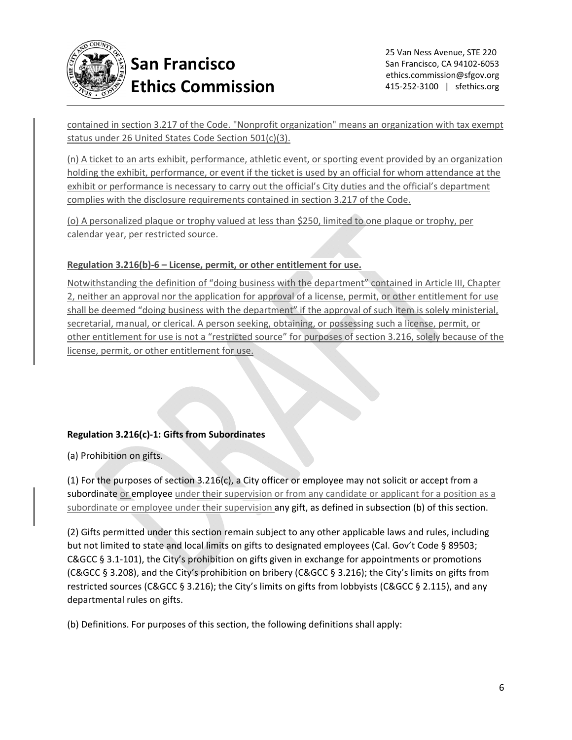contained in section 3.217 of the Code. "Nonprofit organization" means an organization with tax exempt status under 26 United States Code Section 501(c)(3).

(n) A ticket to an arts exhibit, performance, athletic event, or sporting event provided by an organization holding the exhibit, performance, or event if the ticket is used by an official for whom attendance at the exhibit or performance is necessary to carry out the official's City duties and the official's department complies with the disclosure requirements contained in section 3.217 of the Code.

(o) A personalized plaque or trophy valued at less than $250, limited to one plaque or trophy, per calendar year, per restricted source.

**Regulation 3.216(b)-6 – License, permit, or other entitlement for use.**

Notwithstanding the definition of "doing business with the department" contained in Article III, Chapter 2, neither an approval nor the application for approval of a license, permit, or other entitlement for use shall be deemed "doing business with the department" if the approval of such item is solely ministerial, secretarial, manual, or clerical. A person seeking, obtaining, or possessing such a license, permit, or other entitlement for use is not a "restricted source" for purposes of section 3.216, solely because of the license, permit, or other entitlement for use.

**Regulation 3.216(c)-1: Gifts from Subordinates**

(a) Prohibition on gifts.

(1) For the purposes of section 3.216(c), a City officer or employee may not solicit or accept from a subordinate or employee under their supervision or from any candidate or applicant for a position as a subordinate or employee under their supervision any gift, as defined in subsection (b) of this section.

(2) Gifts permitted under this section remain subject to any other applicable laws and rules, including but not limited to state and local limits on gifts to designated employees (Cal. Gov't Code § 89503; C&GCC § 3.1-101), the City's prohibition on gifts given in exchange for appointments or promotions (C&GCC § 3.208), and the City's prohibition on bribery (C&GCC § 3.216); the City's limits on gifts from restricted sources (C&GCC § 3.216); the City's limits on gifts from lobbyists (C&GCC § 2.115), and any departmental rules on gifts.

(b) Definitions. For purposes of this section, the following definitions shall apply: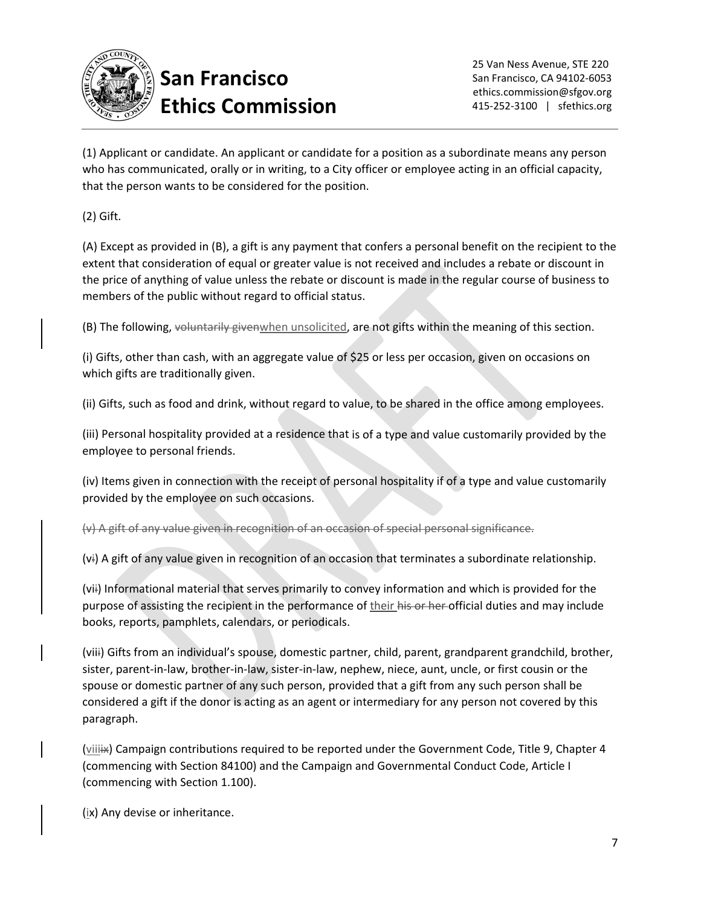(1) Applicant or candidate. An applicant or candidate for a position as a subordinate means any person who has communicated, orally or in writing, to a City officer or employee acting in an official capacity, that the person wants to be considered for the position.

(2) Gift.

(A) Except as provided in (B), a gift is any payment that confers a personal benefit on the recipient to the extent that consideration of equal or greater value is not received and includes a rebate or discount in the price of anything of value unless the rebate or discount is made in the regular course of business to members of the public without regard to official status.

(B) The following, ~~voluntarily given~~when unsolicited, are not gifts within the meaning of this section.

(i) Gifts, other than cash, with an aggregate value of $25 or less per occasion, given on occasions on which gifts are traditionally given.

(ii) Gifts, such as food and drink, without regard to value, to be shared in the office among employees.

(iii) Personal hospitality provided at a residence that is of a type and value customarily provided by the employee to personal friends.

(iv) Items given in connection with the receipt of personal hospitality if of a type and value customarily provided by the employee on such occasions.

~~(v) A gift of any value given in recognition of an occasion of special personal significance.~~

(v~~i~~) A gift of any value given in recognition of an occasion that terminates a subordinate relationship.

(vi~~i~~) Informational material that serves primarily to convey information and which is provided for the purpose of assisting the recipient in the performance of their ~~his or her~~ official duties and may include books, reports, pamphlets, calendars, or periodicals.

(vii~~i~~) Gifts from an individual's spouse, domestic partner, child, parent, grandparent grandchild, brother, sister, parent-in-law, brother-in-law, sister-in-law, nephew, niece, aunt, uncle, or first cousin or the spouse or domestic partner of any such person, provided that a gift from any such person shall be considered a gift if the donor is acting as an agent or intermediary for any person not covered by this paragraph.

(viii~~ix~~) Campaign contributions required to be reported under the Government Code, Title 9, Chapter 4 (commencing with Section 84100) and the Campaign and Governmental Conduct Code, Article I (commencing with Section 1.100).

(ix) Any devise or inheritance.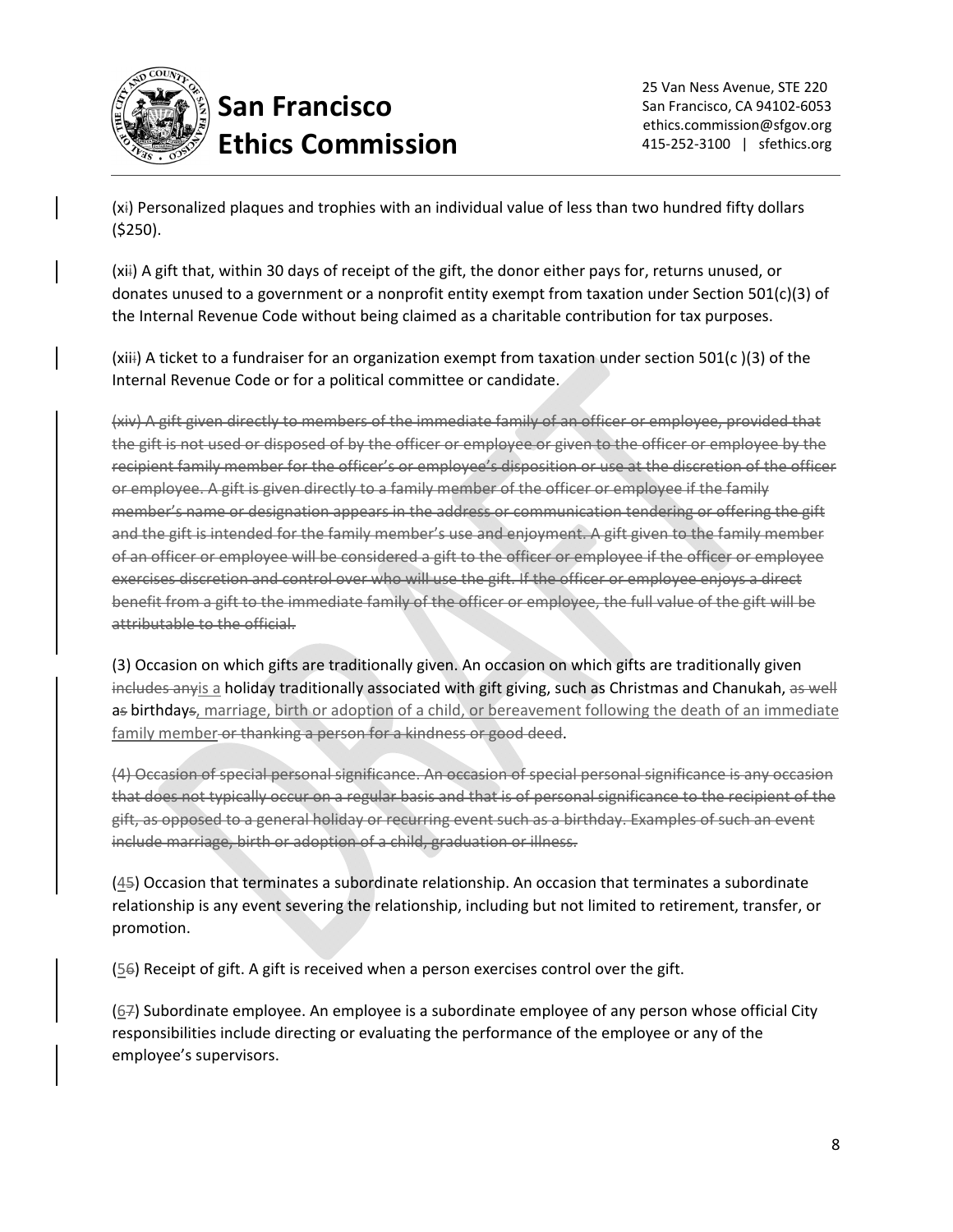(x~~i~~) Personalized plaques and trophies with an individual value of less than two hundred fifty dollars ($250).

(xi~~i~~) A gift that, within 30 days of receipt of the gift, the donor either pays for, returns unused, or donates unused to a government or a nonprofit entity exempt from taxation under Section 501(c)(3) of the Internal Revenue Code without being claimed as a charitable contribution for tax purposes.

(xii~~i~~) A ticket to a fundraiser for an organization exempt from taxation under section 501(c )(3) of the Internal Revenue Code or for a political committee or candidate.

~~(xiv) A gift given directly to members of the immediate family of an officer or employee, provided that the gift is not used or disposed of by the officer or employee or given to the officer or employee by the recipient family member for the officer's or employee's disposition or use at the discretion of the officer or employee. A gift is given directly to a family member of the officer or employee if the family member's name or designation appears in the address or communication tendering or offering the gift and the gift is intended for the family member's use and enjoyment. A gift given to the family member of an officer or employee will be considered a gift to the officer or employee if the officer or employee exercises discretion and control over who will use the gift. If the officer or employee enjoys a direct benefit from a gift to the immediate family of the officer or employee, the full value of the gift will be attributable to the official.~~

(3) Occasion on which gifts are traditionally given. An occasion on which gifts are traditionally given ~~includes any~~<u>is a</u> holiday traditionally associated with gift giving, such as Christmas and Chanukah, ~~as well~~ a~~s~~ birthday~~s~~<u>, marriage, birth or adoption of a child, or bereavement following the death of an immediate family member</u> ~~or thanking a person for a kindness or good deed~~.

~~(4) Occasion of special personal significance. An occasion of special personal significance is any occasion that does not typically occur on a regular basis and that is of personal significance to the recipient of the gift, as opposed to a general holiday or recurring event such as a birthday. Examples of such an event include marriage, birth or adoption of a child, graduation or illness.~~

(<u>4</u>~~5~~) Occasion that terminates a subordinate relationship. An occasion that terminates a subordinate relationship is any event severing the relationship, including but not limited to retirement, transfer, or promotion.

(<u>5</u>~~6~~) Receipt of gift. A gift is received when a person exercises control over the gift.

(<u>6</u>~~7~~) Subordinate employee. An employee is a subordinate employee of any person whose official City responsibilities include directing or evaluating the performance of the employee or any of the employee's supervisors.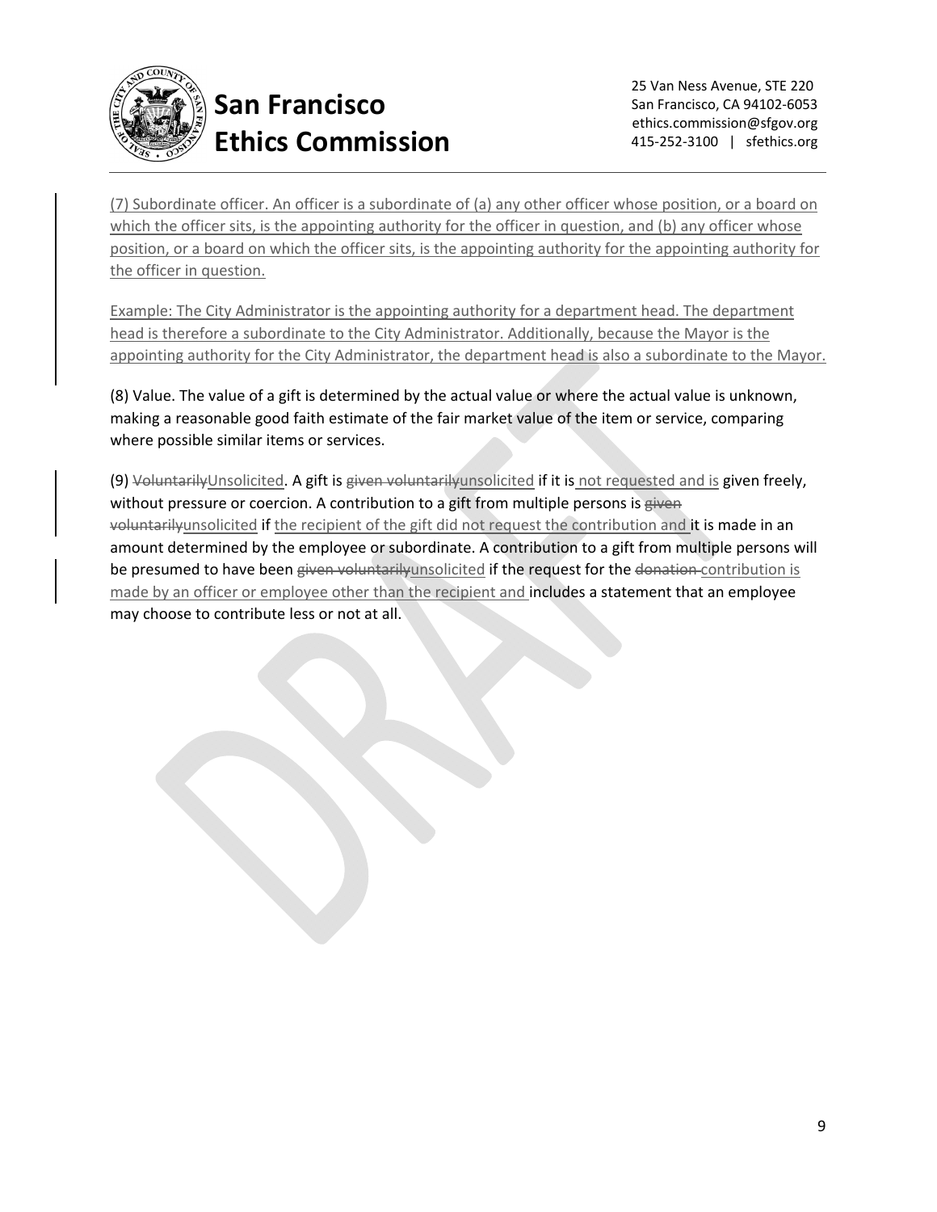(7) Subordinate officer. An officer is a subordinate of (a) any other officer whose position, or a board on which the officer sits, is the appointing authority for the officer in question, and (b) any officer whose position, or a board on which the officer sits, is the appointing authority for the appointing authority for the officer in question.

Example: The City Administrator is the appointing authority for a department head. The department head is therefore a subordinate to the City Administrator. Additionally, because the Mayor is the appointing authority for the City Administrator, the department head is also a subordinate to the Mayor.

(8) Value. The value of a gift is determined by the actual value or where the actual value is unknown, making a reasonable good faith estimate of the fair market value of the item or service, comparing where possible similar items or services.

(9) ~~Voluntarily~~Unsolicited. A gift is ~~given voluntarily~~unsolicited if it is not requested and is given freely, without pressure or coercion. A contribution to a gift from multiple persons is ~~given voluntarily~~unsolicited if the recipient of the gift did not request the contribution and it is made in an amount determined by the employee or subordinate. A contribution to a gift from multiple persons will be presumed to have been ~~given voluntarily~~unsolicited if the request for the ~~donation~~ contribution is made by an officer or employee other than the recipient and includes a statement that an employee may choose to contribute less or not at all.